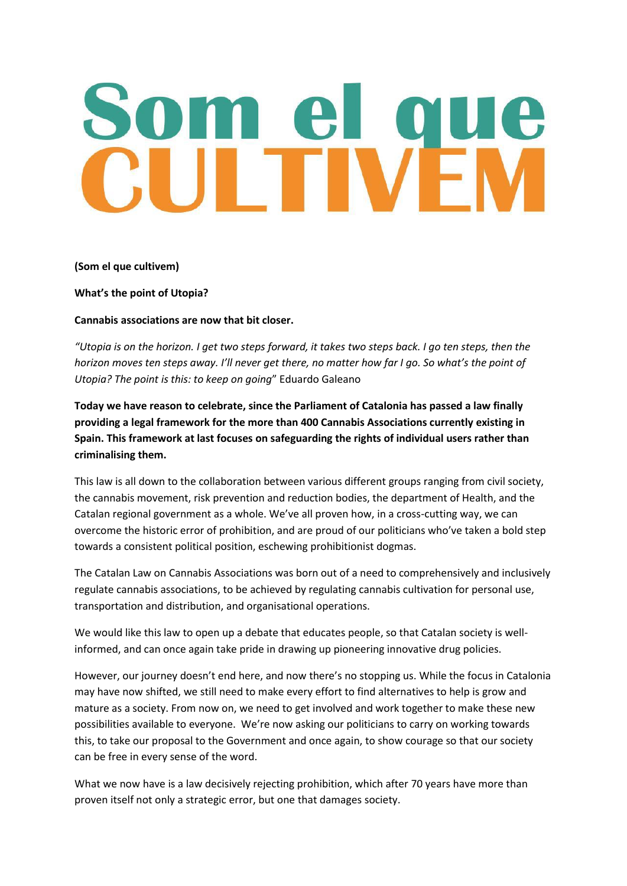# Som el que CULTIVEM

**(Som el que cultivem)**

**What's the point of Utopia?**

**Cannabis associations are now that bit closer.**

*"Utopia is on the horizon. I get two steps forward, it takes two steps back. I go ten steps, then the horizon moves ten steps away. I'll never get there, no matter how far I go. So what's the point of Utopia? The point is this: to keep on going*" Eduardo Galeano

**Today we have reason to celebrate, since the Parliament of Catalonia has passed a law finally providing a legal framework for the more than 400 Cannabis Associations currently existing in Spain. This framework at last focuses on safeguarding the rights of individual users rather than criminalising them.**

This law is all down to the collaboration between various different groups ranging from civil society, the cannabis movement, risk prevention and reduction bodies, the department of Health, and the Catalan regional government as a whole. We've all proven how, in a cross-cutting way, we can overcome the historic error of prohibition, and are proud of our politicians who've taken a bold step towards a consistent political position, eschewing prohibitionist dogmas.

The Catalan Law on Cannabis Associations was born out of a need to comprehensively and inclusively regulate cannabis associations, to be achieved by regulating cannabis cultivation for personal use, transportation and distribution, and organisational operations.

We would like this law to open up a debate that educates people, so that Catalan society is well-informed, and can once again take pride in drawing up pioneering innovative drug policies.

However, our journey doesn't end here, and now there's no stopping us. While the focus in Catalonia may have now shifted, we still need to make every effort to find alternatives to help is grow and mature as a society. From now on, we need to get involved and work together to make these new possibilities available to everyone. We're now asking our politicians to carry on working towards this, to take our proposal to the Government and once again, to show courage so that our society can be free in every sense of the word.

What we now have is a law decisively rejecting prohibition, which after 70 years have more than proven itself not only a strategic error, but one that damages society.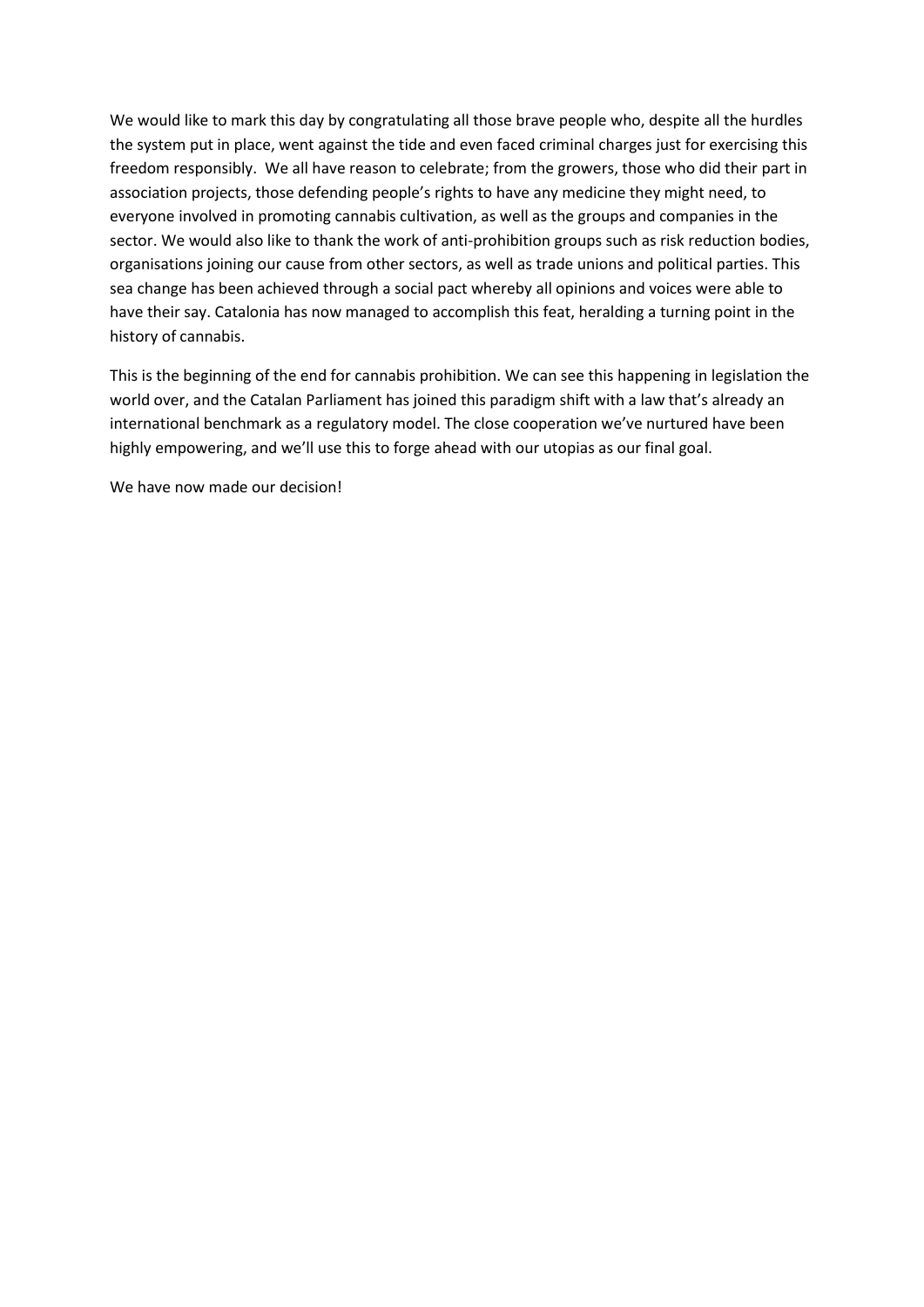We would like to mark this day by congratulating all those brave people who, despite all the hurdles the system put in place, went against the tide and even faced criminal charges just for exercising this freedom responsibly. We all have reason to celebrate; from the growers, those who did their part in association projects, those defending people's rights to have any medicine they might need, to everyone involved in promoting cannabis cultivation, as well as the groups and companies in the sector. We would also like to thank the work of anti-prohibition groups such as risk reduction bodies, organisations joining our cause from other sectors, as well as trade unions and political parties. This sea change has been achieved through a social pact whereby all opinions and voices were able to have their say. Catalonia has now managed to accomplish this feat, heralding a turning point in the history of cannabis.

This is the beginning of the end for cannabis prohibition. We can see this happening in legislation the world over, and the Catalan Parliament has joined this paradigm shift with a law that's already an international benchmark as a regulatory model. The close cooperation we've nurtured have been highly empowering, and we'll use this to forge ahead with our utopias as our final goal.

We have now made our decision!